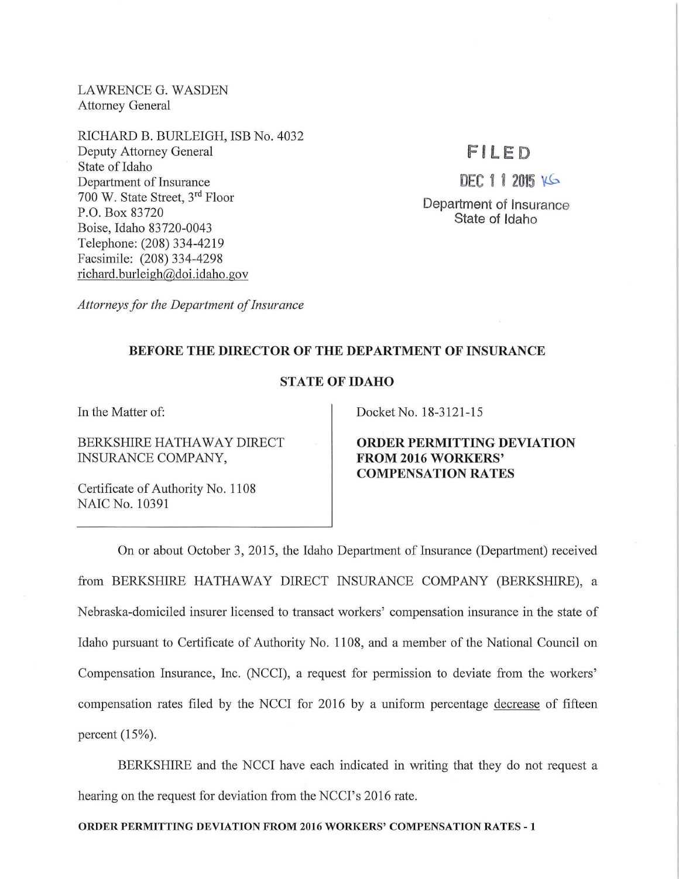LAWRENCE G. WASDEN
Attorney General

RICHARD B. BURLEIGH, ISB No. 4032
Deputy Attorney General
State of Idaho
Department of Insurance
700 W. State Street, 3rd Floor
P.O. Box 83720
Boise, Idaho 83720-0043
Telephone: (208) 334-4219
Facsimile: (208) 334-4298
richard.burleigh@doi.idaho.gov

*Attorneys for the Department of Insurance*

FILED

DEC 11 2015 KG

Department of Insurance
State of Idaho

**BEFORE THE DIRECTOR OF THE DEPARTMENT OF INSURANCE**

**STATE OF IDAHO**

| In the Matter of: BERKSHIRE HATHAWAY DIRECT INSURANCE COMPANY, Certificate of Authority No. 1108 NAIC No. 10391 | Docket No. 18-3121-15 **ORDER PERMITTING DEVIATION FROM 2016 WORKERS' COMPENSATION RATES** |
|---|---|

On or about October 3, 2015, the Idaho Department of Insurance (Department) received from BERKSHIRE HATHAWAY DIRECT INSURANCE COMPANY (BERKSHIRE), a Nebraska-domiciled insurer licensed to transact workers' compensation insurance in the state of Idaho pursuant to Certificate of Authority No. 1108, and a member of the National Council on Compensation Insurance, Inc. (NCCI), a request for permission to deviate from the workers' compensation rates filed by the NCCI for 2016 by a uniform percentage <u>decrease</u> of fifteen percent (15%).

BERKSHIRE and the NCCI have each indicated in writing that they do not request a hearing on the request for deviation from the NCCI's 2016 rate.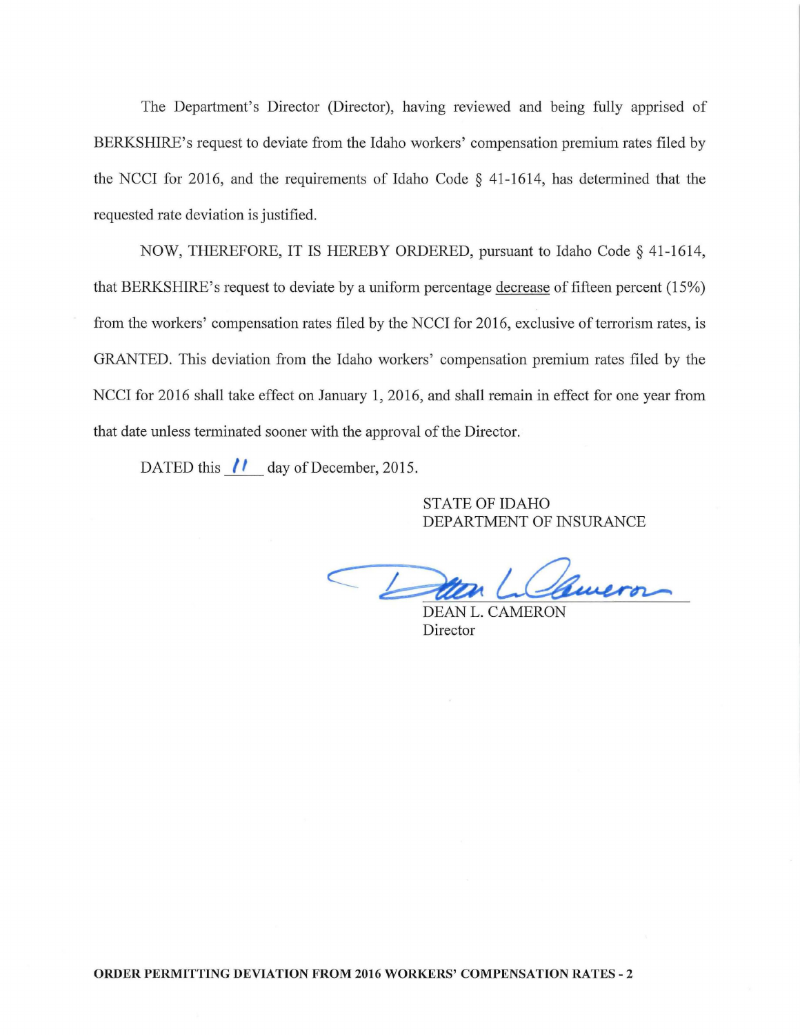The Department's Director (Director), having reviewed and being fully apprised of BERKSHIRE's request to deviate from the Idaho workers' compensation premium rates filed by the NCCI for 2016, and the requirements of Idaho Code § 41-1614, has determined that the requested rate deviation is justified.

NOW, THEREFORE, IT IS HEREBY ORDERED, pursuant to Idaho Code § 41-1614, that BERKSHIRE's request to deviate by a uniform percentage decrease of fifteen percent (15%) from the workers' compensation rates filed by the NCCI for 2016, exclusive of terrorism rates, is GRANTED. This deviation from the Idaho workers' compensation premium rates filed by the NCCI for 2016 shall take effect on January 1, 2016, and shall remain in effect for one year from that date unless terminated sooner with the approval of the Director.

DATED this 11 day of December, 2015.

STATE OF IDAHO
DEPARTMENT OF INSURANCE

DEAN L. CAMERON
Director

**ORDER PERMITTING DEVIATION FROM 2016 WORKERS' COMPENSATION RATES - 2**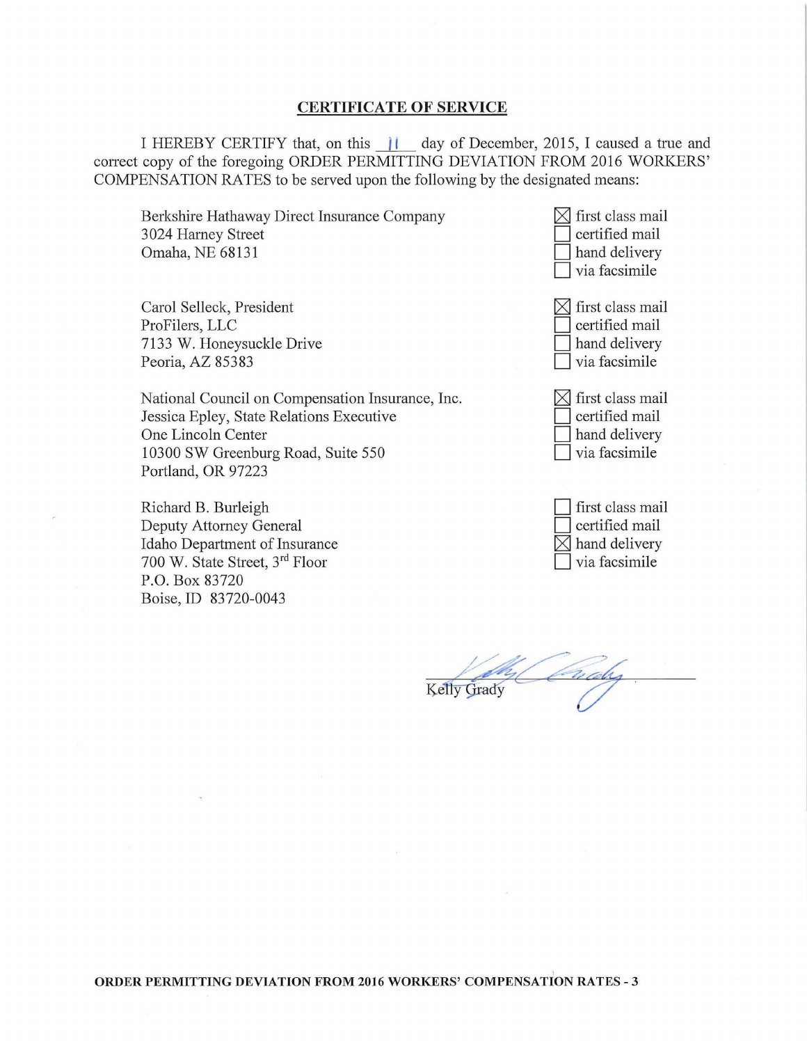## CERTIFICATE OF SERVICE

I HEREBY CERTIFY that, on this 11 day of December, 2015, I caused a true and correct copy of the foregoing ORDER PERMITTING DEVIATION FROM 2016 WORKERS' COMPENSATION RATES to be served upon the following by the designated means:

| | |
|---|---|
| Berkshire Hathaway Direct Insurance Company<br>3024 Harney Street<br>Omaha, NE 68131 | ☒ first class mail<br>☐ certified mail<br>☐ hand delivery<br>☐ via facsimile |
| Carol Selleck, President<br>ProFilers, LLC<br>7133 W. Honeysuckle Drive<br>Peoria, AZ 85383 | ☒ first class mail<br>☐ certified mail<br>☐ hand delivery<br>☐ via facsimile |
| National Council on Compensation Insurance, Inc.<br>Jessica Epley, State Relations Executive<br>One Lincoln Center<br>10300 SW Greenburg Road, Suite 550<br>Portland, OR 97223 | ☒ first class mail<br>☐ certified mail<br>☐ hand delivery<br>☐ via facsimile |
| Richard B. Burleigh<br>Deputy Attorney General<br>Idaho Department of Insurance<br>700 W. State Street, 3rd Floor<br>P.O. Box 83720<br>Boise, ID 83720-0043 | ☐ first class mail<br>☐ certified mail<br>☒ hand delivery<br>☐ via facsimile |

Kelly Grady